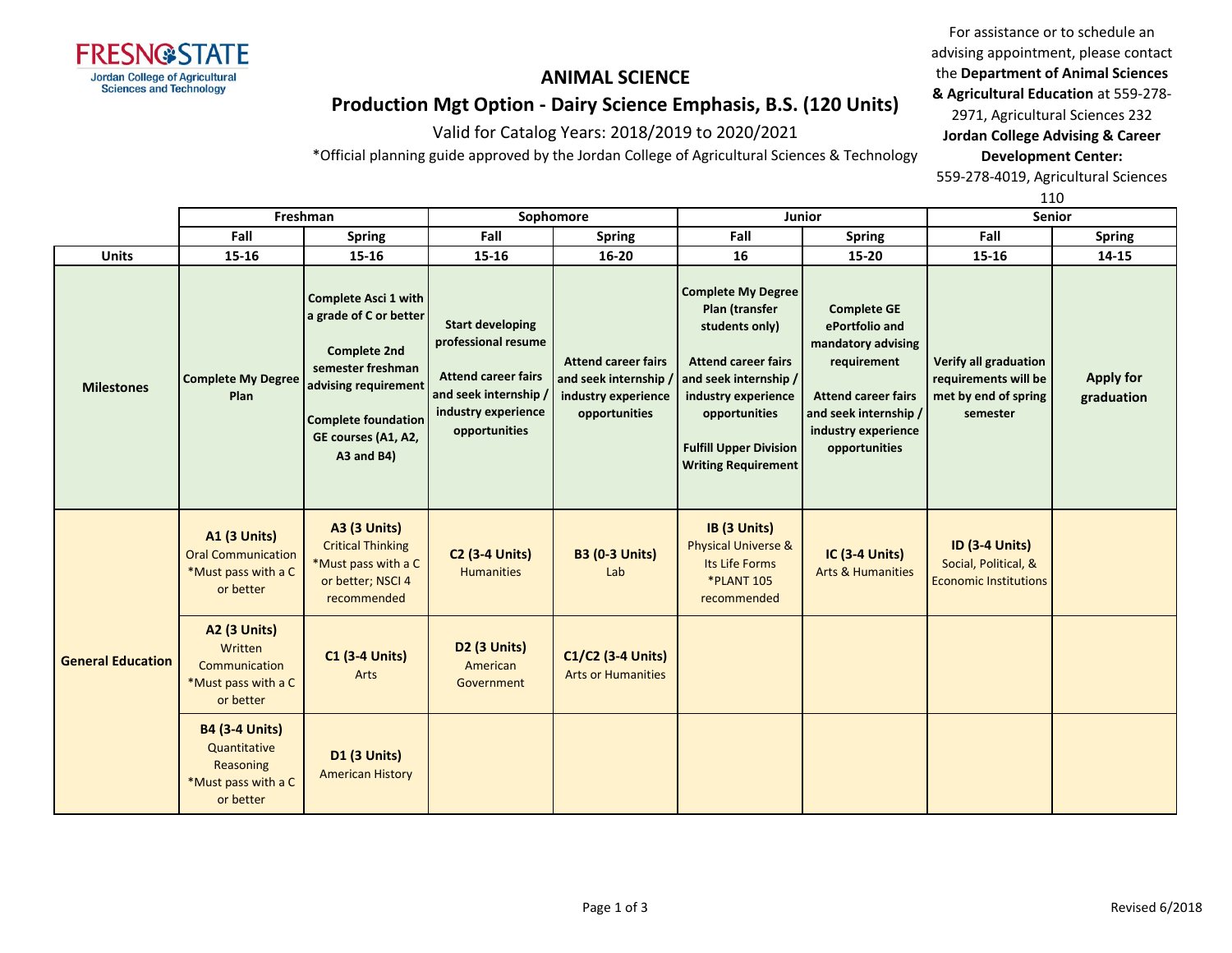FRESNO STATE
Jordan College of Agricultural Sciences and Technology

# ANIMAL SCIENCE

## Production Mgt Option - Dairy Science Emphasis, B.S. (120 Units)

Valid for Catalog Years: 2018/2019 to 2020/2021

*Official planning guide approved by the Jordan College of Agricultural Sciences & Technology

For assistance or to schedule an advising appointment, please contact the **Department of Animal Sciences & Agricultural Education** at 559-278-2971, Agricultural Sciences 232
**Jordan College Advising & Career Development Center:** 559-278-4019, Agricultural Sciences 110

| | Freshman | | Sophomore | | Junior | | Senior | |
|---|---|---|---|---|---|---|---|---|
| | **Fall** | **Spring** | **Fall** | **Spring** | **Fall** | **Spring** | **Fall** | **Spring** |
| **Units** | **15-16** | **15-16** | **15-16** | **16-20** | **16** | **15-20** | **15-16** | **14-15** |
| **Milestones** | **Complete My Degree Plan** | **Complete Asci 1 with a grade of C or better**<br><br>**Complete 2nd semester freshman advising requirement**<br><br>**Complete foundation GE courses (A1, A2, A3 and B4)** | **Start developing professional resume**<br><br>**Attend career fairs and seek internship / industry experience opportunities** | **Attend career fairs and seek internship / industry experience opportunities** | **Complete My Degree Plan (transfer students only)**<br><br>**Attend career fairs and seek internship / industry experience opportunities**<br><br>**Fulfill Upper Division Writing Requirement** | **Complete GE ePortfolio and mandatory advising requirement**<br><br>**Attend career fairs and seek internship / industry experience opportunities** | **Verify all graduation requirements will be met by end of spring semester** | **Apply for graduation** |
| **General Education** | **A1 (3 Units)** Oral Communication *Must pass with a C or better | **A3 (3 Units)** Critical Thinking *Must pass with a C or better; NSCI 4 recommended | **C2 (3-4 Units)** Humanities | **B3 (0-3 Units)** Lab | **IB (3 Units)** Physical Universe & Its Life Forms *PLANT 105 recommended | **IC (3-4 Units)** Arts & Humanities | **ID (3-4 Units)** Social, Political, & Economic Institutions | |
| | **A2 (3 Units)** Written Communication *Must pass with a C or better | **C1 (3-4 Units)** Arts | **D2 (3 Units)** American Government | **C1/C2 (3-4 Units)** Arts or Humanities | | | | |
| | **B4 (3-4 Units)** Quantitative Reasoning *Must pass with a C or better | **D1 (3 Units)** American History | | | | | | |

Revised 6/2018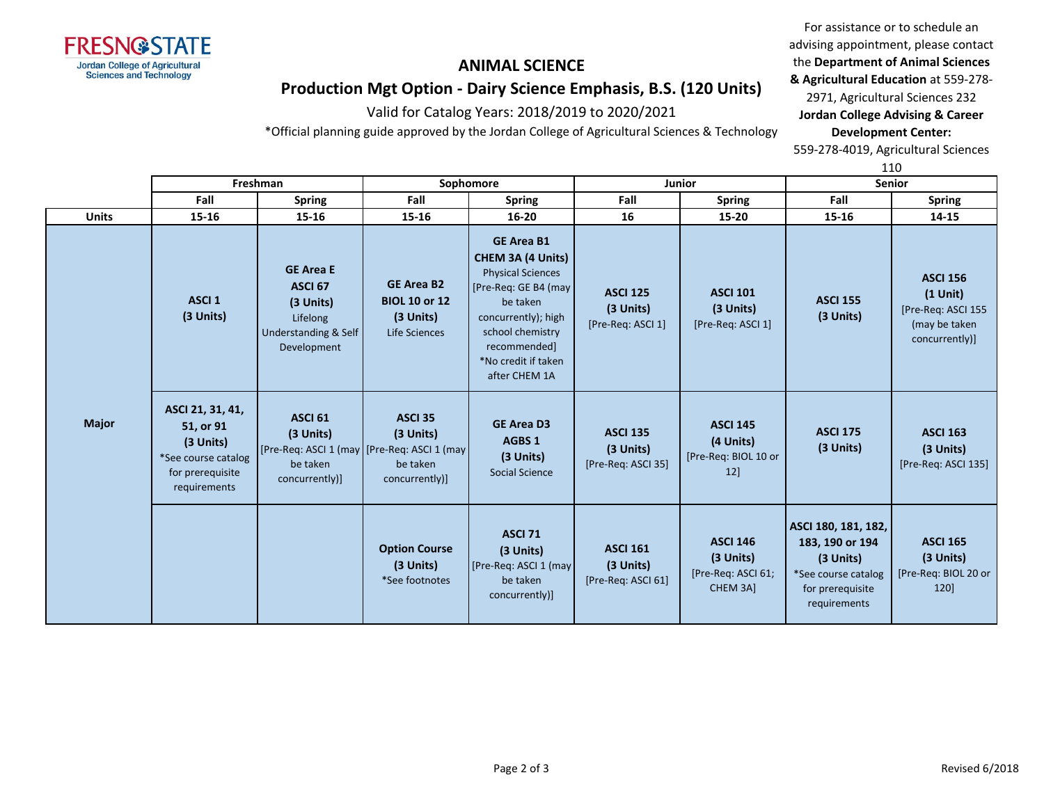# ANIMAL SCIENCE

## Production Mgt Option - Dairy Science Emphasis, B.S. (120 Units)

Valid for Catalog Years: 2018/2019 to 2020/2021

*Official planning guide approved by the Jordan College of Agricultural Sciences & Technology

For assistance or to schedule an advising appointment, please contact the **Department of Animal Sciences & Agricultural Education** at 559-278-2971, Agricultural Sciences 232

**Jordan College Advising & Career Development Center:** 559-278-4019, Agricultural Sciences 110

| | Freshman | | Sophomore | | Junior | | Senior | |
|---|---|---|---|---|---|---|---|---|
| | Fall | Spring | Fall | Spring | Fall | Spring | Fall | Spring |
| **Units** | 15-16 | 15-16 | 15-16 | 16-20 | 16 | 15-20 | 15-16 | 14-15 |
| **Major** | **ASCI 1 (3 Units)** | **GE Area E ASCI 67 (3 Units)** Lifelong Understanding & Self Development | **GE Area B2 BIOL 10 or 12 (3 Units)** Life Sciences | **GE Area B1 CHEM 3A (4 Units)** Physical Sciences [Pre-Req: GE B4 (may be taken concurrently); high school chemistry recommended] *No credit if taken after CHEM 1A | **ASCI 125 (3 Units)** [Pre-Req: ASCI 1] | **ASCI 101 (3 Units)** [Pre-Req: ASCI 1] | **ASCI 155 (3 Units)** | **ASCI 156 (1 Unit)** [Pre-Req: ASCI 155 (may be taken concurrently)] |
| | **ASCI 21, 31, 41, 51, or 91 (3 Units)** *See course catalog for prerequisite requirements | **ASCI 61 (3 Units)** [Pre-Req: ASCI 1 (may be taken concurrently)] | **ASCI 35 (3 Units)** [Pre-Req: ASCI 1 (may be taken concurrently)] | **GE Area D3 AGBS 1 (3 Units)** Social Science | **ASCI 135 (3 Units)** [Pre-Req: ASCI 35] | **ASCI 145 (4 Units)** [Pre-Req: BIOL 10 or 12] | **ASCI 175 (3 Units)** | **ASCI 163 (3 Units)** [Pre-Req: ASCI 135] |
| | | | **Option Course (3 Units)** *See footnotes | **ASCI 71 (3 Units)** [Pre-Req: ASCI 1 (may be taken concurrently)] | **ASCI 161 (3 Units)** [Pre-Req: ASCI 61] | **ASCI 146 (3 Units)** [Pre-Req: ASCI 61; CHEM 3A] | **ASCI 180, 181, 182, 183, 190 or 194 (3 Units)** *See course catalog for prerequisite requirements | **ASCI 165 (3 Units)** [Pre-Req: BIOL 20 or 120] |

Revised 6/2018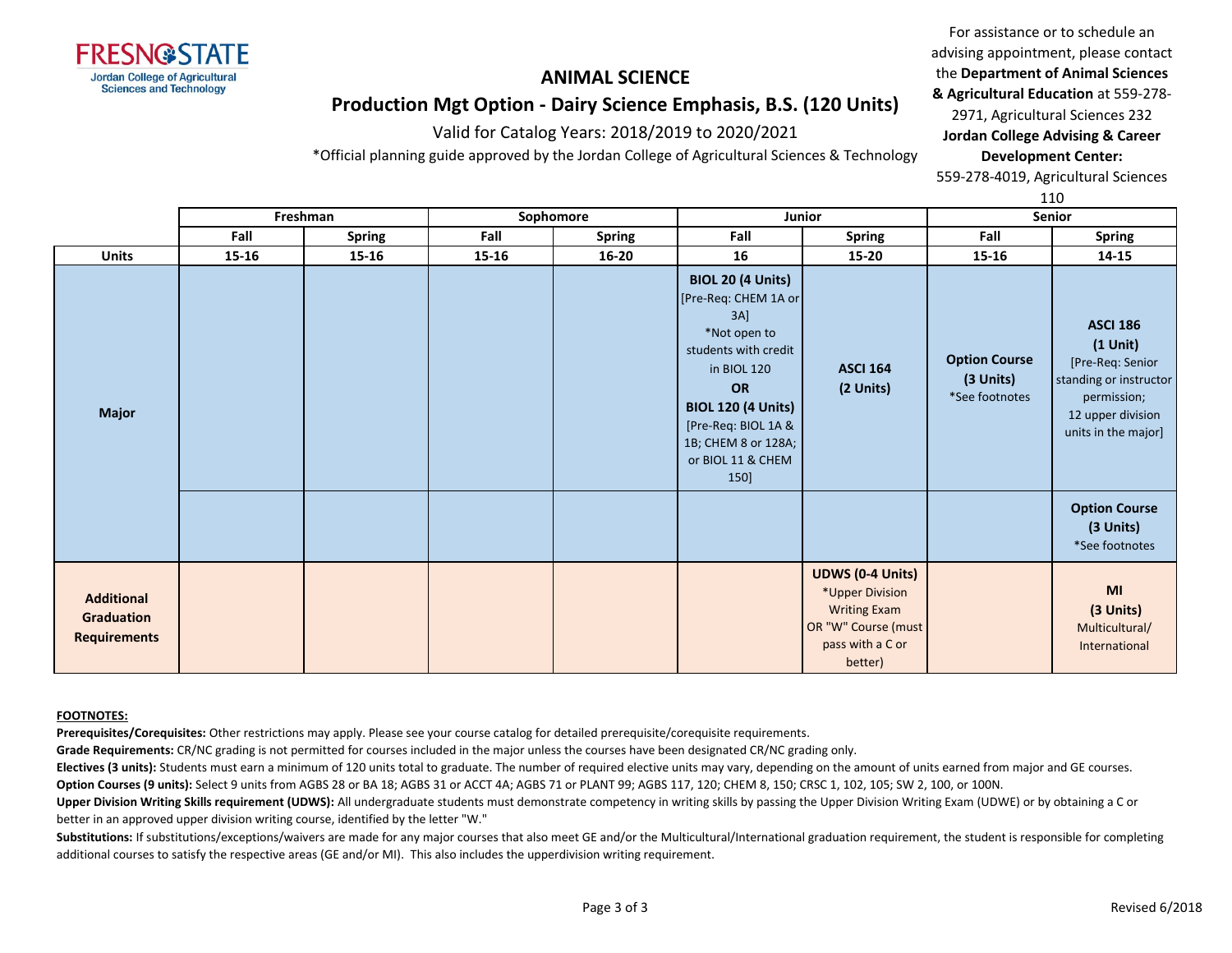# ANIMAL SCIENCE

## Production Mgt Option - Dairy Science Emphasis, B.S. (120 Units)

Valid for Catalog Years: 2018/2019 to 2020/2021

*Official planning guide approved by the Jordan College of Agricultural Sciences & Technology

For assistance or to schedule an advising appointment, please contact the **Department of Animal Sciences & Agricultural Education** at 559-278-2971, Agricultural Sciences 232
**Jordan College Advising & Career Development Center:**
559-278-4019, Agricultural Sciences 110

| | Freshman | | Sophomore | | Junior | | Senior | |
|---|---|---|---|---|---|---|---|---|
| | Fall | Spring | Fall | Spring | Fall | Spring | Fall | Spring |
| **Units** | 15-16 | 15-16 | 15-16 | 16-20 | 16 | 15-20 | 15-16 | 14-15 |
| **Major** | | | | | **BIOL 20 (4 Units)** [Pre-Req: CHEM 1A or 3A] *Not open to students with credit in BIOL 120 **OR** **BIOL 120 (4 Units)** [Pre-Req: BIOL 1A & 1B; CHEM 8 or 128A; or BIOL 11 & CHEM 150] | **ASCI 164 (2 Units)** | **Option Course (3 Units)** *See footnotes | **ASCI 186 (1 Unit)** [Pre-Req: Senior standing or instructor permission; 12 upper division units in the major] |
| | | | | | | | | **Option Course (3 Units)** *See footnotes |
| **Additional Graduation Requirements** | | | | | | **UDWS (0-4 Units)** *Upper Division Writing Exam OR "W" Course (must pass with a C or better) | | **MI (3 Units)** Multicultural/ International |

**FOOTNOTES:**

**Prerequisites/Corequisites:** Other restrictions may apply. Please see your course catalog for detailed prerequisite/corequisite requirements.

**Grade Requirements:** CR/NC grading is not permitted for courses included in the major unless the courses have been designated CR/NC grading only.

**Electives (3 units):** Students must earn a minimum of 120 units total to graduate. The number of required elective units may vary, depending on the amount of units earned from major and GE courses.

**Option Courses (9 units):** Select 9 units from AGBS 28 or BA 18; AGBS 31 or ACCT 4A; AGBS 71 or PLANT 99; AGBS 117, 120; CHEM 8, 150; CRSC 1, 102, 105; SW 2, 100, or 100N.

**Upper Division Writing Skills requirement (UDWS):** All undergraduate students must demonstrate competency in writing skills by passing the Upper Division Writing Exam (UDWE) or by obtaining a C or better in an approved upper division writing course, identified by the letter "W."

**Substitutions:** If substitutions/exceptions/waivers are made for any major courses that also meet GE and/or the Multicultural/International graduation requirement, the student is responsible for completing additional courses to satisfy the respective areas (GE and/or MI). This also includes the upperdivision writing requirement.

Revised 6/2018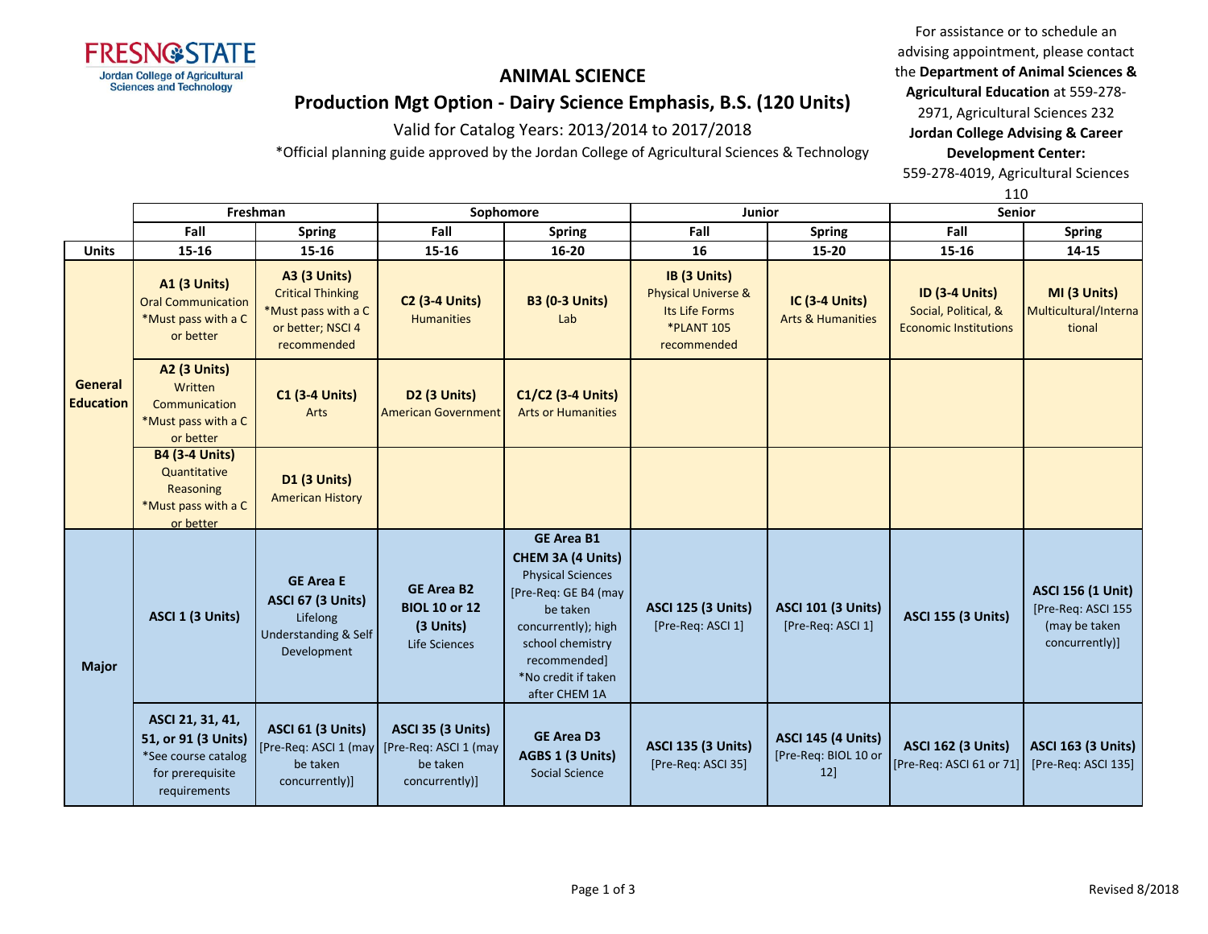# ANIMAL SCIENCE

## Production Mgt Option - Dairy Science Emphasis, B.S. (120 Units)

Valid for Catalog Years: 2013/2014 to 2017/2018

*Official planning guide approved by the Jordan College of Agricultural Sciences & Technology

For assistance or to schedule an advising appointment, please contact the **Department of Animal Sciences & Agricultural Education** at 559-278-2971, Agricultural Sciences 232
**Jordan College Advising & Career Development Center:** 559-278-4019, Agricultural Sciences 110

| | Freshman | | Sophomore | | Junior | | Senior | |
|---|---|---|---|---|---|---|---|---|
| | **Fall** | **Spring** | **Fall** | **Spring** | **Fall** | **Spring** | **Fall** | **Spring** |
| **Units** | 15-16 | 15-16 | 15-16 | 16-20 | 16 | 15-20 | 15-16 | 14-15 |
| **General Education** | **A1 (3 Units)** Oral Communication *Must pass with a C or better | **A3 (3 Units)** Critical Thinking *Must pass with a C or better; NSCI 4 recommended | **C2 (3-4 Units)** Humanities | **B3 (0-3 Units)** Lab | **IB (3 Units)** Physical Universe & Its Life Forms *PLANT 105 recommended | **IC (3-4 Units)** Arts & Humanities | **ID (3-4 Units)** Social, Political, & Economic Institutions | **MI (3 Units)** Multicultural/International |
| | **A2 (3 Units)** Written Communication *Must pass with a C or better | **C1 (3-4 Units)** Arts | **D2 (3 Units)** American Government | **C1/C2 (3-4 Units)** Arts or Humanities | | | | |
| | **B4 (3-4 Units)** Quantitative Reasoning *Must pass with a C or better | **D1 (3 Units)** American History | | | | | | |
| **Major** | **ASCI 1 (3 Units)** | **GE Area E ASCI 67 (3 Units)** Lifelong Understanding & Self Development | **GE Area B2 BIOL 10 or 12 (3 Units)** Life Sciences | **GE Area B1 CHEM 3A (4 Units)** Physical Sciences [Pre-Req: GE B4 (may be taken concurrently); high school chemistry recommended] *No credit if taken after CHEM 1A | **ASCI 125 (3 Units)** [Pre-Req: ASCI 1] | **ASCI 101 (3 Units)** [Pre-Req: ASCI 1] | **ASCI 155 (3 Units)** | **ASCI 156 (1 Unit)** [Pre-Req: ASCI 155 (may be taken concurrently)] |
| | **ASCI 21, 31, 41, 51, or 91 (3 Units)** *See course catalog for prerequisite requirements | **ASCI 61 (3 Units)** [Pre-Req: ASCI 1 (may be taken concurrently)] | **ASCI 35 (3 Units)** [Pre-Req: ASCI 1 (may be taken concurrently)] | **GE Area D3 AGBS 1 (3 Units)** Social Science | **ASCI 135 (3 Units)** [Pre-Req: ASCI 35] | **ASCI 145 (4 Units)** [Pre-Req: BIOL 10 or 12] | **ASCI 162 (3 Units)** [Pre-Req: ASCI 61 or 71] | **ASCI 163 (3 Units)** [Pre-Req: ASCI 135] |

Revised 8/2018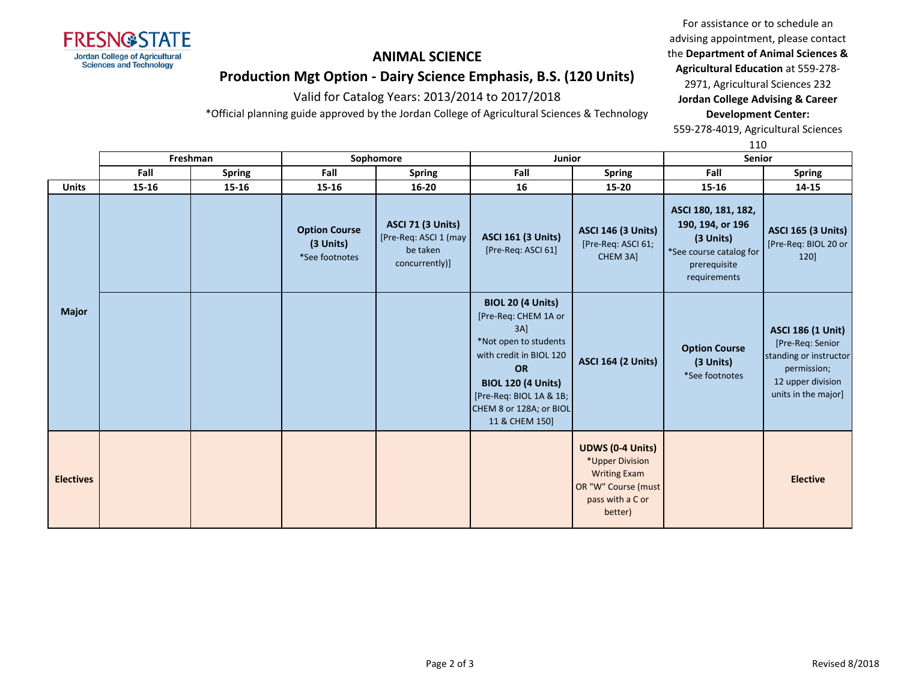# ANIMAL SCIENCE

## Production Mgt Option - Dairy Science Emphasis, B.S. (120 Units)

Valid for Catalog Years: 2013/2014 to 2017/2018

*Official planning guide approved by the Jordan College of Agricultural Sciences & Technology

For assistance or to schedule an advising appointment, please contact the **Department of Animal Sciences & Agricultural Education** at 559-278-2971, Agricultural Sciences 232
**Jordan College Advising & Career Development Center:**
559-278-4019, Agricultural Sciences 110

| | Freshman | | Sophomore | | Junior | | Senior | |
|---|---|---|---|---|---|---|---|---|
| | Fall | Spring | Fall | Spring | Fall | Spring | Fall | Spring |
| **Units** | 15-16 | 15-16 | 15-16 | 16-20 | 16 | 15-20 | 15-16 | 14-15 |
| **Major** | | | **Option Course (3 Units)** *See footnotes | **ASCI 71 (3 Units)** [Pre-Req: ASCI 1 (may be taken concurrently)] | **ASCI 161 (3 Units)** [Pre-Req: ASCI 61] | **ASCI 146 (3 Units)** [Pre-Req: ASCI 61; CHEM 3A] | **ASCI 180, 181, 182, 190, 194, or 196 (3 Units)** *See course catalog for prerequisite requirements | **ASCI 165 (3 Units)** [Pre-Req: BIOL 20 or 120] |
| **Major** | | | | | **BIOL 20 (4 Units)** [Pre-Req: CHEM 1A or 3A] *Not open to students with credit in BIOL 120 **OR** **BIOL 120 (4 Units)** [Pre-Req: BIOL 1A & 1B; CHEM 8 or 128A; or BIOL 11 & CHEM 150] | **ASCI 164 (2 Units)** | **Option Course (3 Units)** *See footnotes | **ASCI 186 (1 Unit)** [Pre-Req: Senior standing or instructor permission; 12 upper division units in the major] |
| **Electives** | | | | | | **UDWS (0-4 Units)** *Upper Division Writing Exam OR "W" Course (must pass with a C or better) | | **Elective** |

Revised 8/2018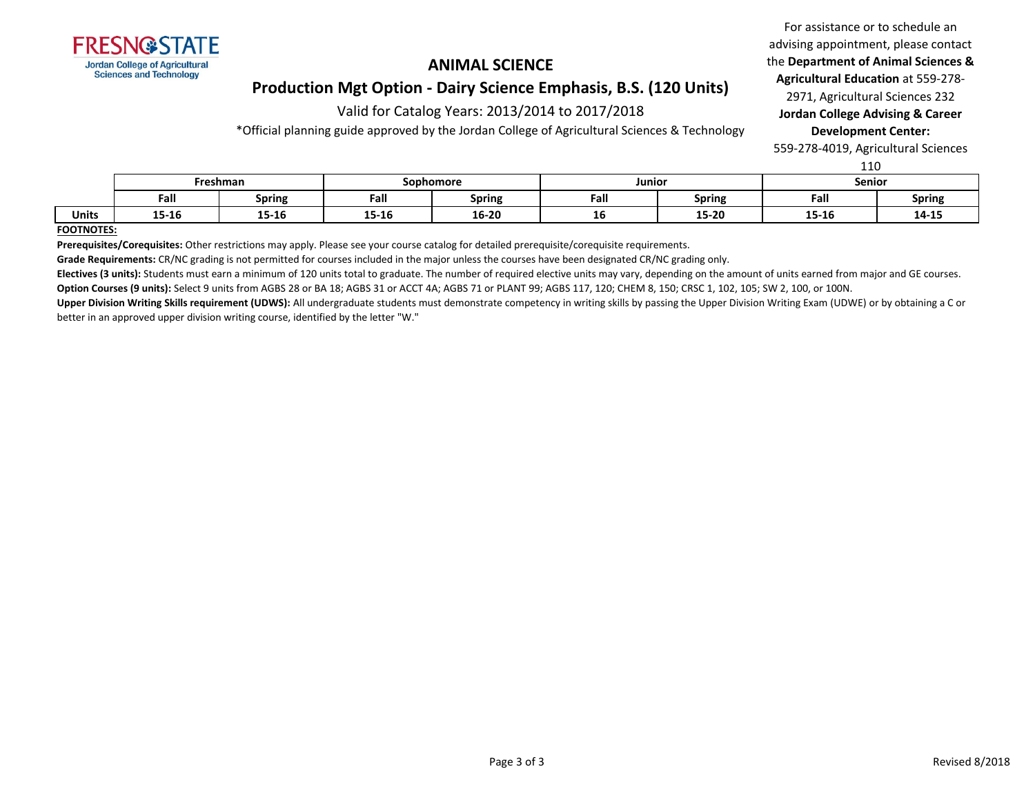# ANIMAL SCIENCE

## Production Mgt Option - Dairy Science Emphasis, B.S. (120 Units)

Valid for Catalog Years: 2013/2014 to 2017/2018

*Official planning guide approved by the Jordan College of Agricultural Sciences & Technology

For assistance or to schedule an advising appointment, please contact the **Department of Animal Sciences & Agricultural Education** at 559-278-2971, Agricultural Sciences 232
**Jordan College Advising & Career Development Center:**
559-278-4019, Agricultural Sciences 110

| | Freshman | | Sophomore | | Junior | | Senior | |
|---|---|---|---|---|---|---|---|---|
| | **Fall** | **Spring** | **Fall** | **Spring** | **Fall** | **Spring** | **Fall** | **Spring** |
| **Units** | **15-16** | **15-16** | **15-16** | **16-20** | **16** | **15-20** | **15-16** | **14-15** |

**FOOTNOTES:**

**Prerequisites/Corequisites:** Other restrictions may apply. Please see your course catalog for detailed prerequisite/corequisite requirements.

**Grade Requirements:** CR/NC grading is not permitted for courses included in the major unless the courses have been designated CR/NC grading only.

**Electives (3 units):** Students must earn a minimum of 120 units total to graduate. The number of required elective units may vary, depending on the amount of units earned from major and GE courses.

**Option Courses (9 units):** Select 9 units from AGBS 28 or BA 18; AGBS 31 or ACCT 4A; AGBS 71 or PLANT 99; AGBS 117, 120; CHEM 8, 150; CRSC 1, 102, 105; SW 2, 100, or 100N.

**Upper Division Writing Skills requirement (UDWS):** All undergraduate students must demonstrate competency in writing skills by passing the Upper Division Writing Exam (UDWE) or by obtaining a C or better in an approved upper division writing course, identified by the letter "W."

Revised 8/2018